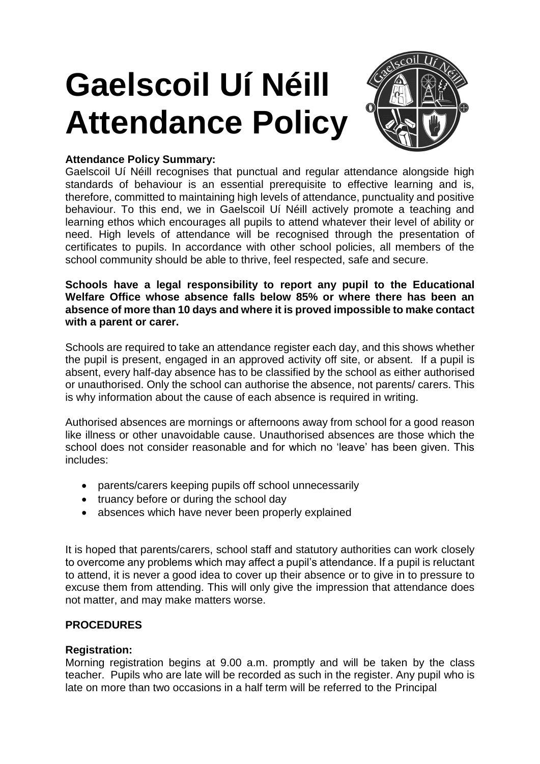# Gaelscoil Uí Néill Attendance Policy

**Attendance Policy Summary:**

Gaelscoil Uí Néill recognises that punctual and regular attendance alongside high standards of behaviour is an essential prerequisite to effective learning and is, therefore, committed to maintaining high levels of attendance, punctuality and positive behaviour. To this end, we in Gaelscoil Uí Néill actively promote a teaching and learning ethos which encourages all pupils to attend whatever their level of ability or need. High levels of attendance will be recognised through the presentation of certificates to pupils. In accordance with other school policies, all members of the school community should be able to thrive, feel respected, safe and secure.

**Schools have a legal responsibility to report any pupil to the Educational Welfare Office whose absence falls below 85% or where there has been an absence of more than 10 days and where it is proved impossible to make contact with a parent or carer.**

Schools are required to take an attendance register each day, and this shows whether the pupil is present, engaged in an approved activity off site, or absent. If a pupil is absent, every half-day absence has to be classified by the school as either authorised or unauthorised. Only the school can authorise the absence, not parents/ carers. This is why information about the cause of each absence is required in writing.

Authorised absences are mornings or afternoons away from school for a good reason like illness or other unavoidable cause. Unauthorised absences are those which the school does not consider reasonable and for which no 'leave' has been given. This includes:

- parents/carers keeping pupils off school unnecessarily
- truancy before or during the school day
- absences which have never been properly explained

It is hoped that parents/carers, school staff and statutory authorities can work closely to overcome any problems which may affect a pupil's attendance. If a pupil is reluctant to attend, it is never a good idea to cover up their absence or to give in to pressure to excuse them from attending. This will only give the impression that attendance does not matter, and may make matters worse.

**PROCEDURES**

**Registration:**

Morning registration begins at 9.00 a.m. promptly and will be taken by the class teacher. Pupils who are late will be recorded as such in the register. Any pupil who is late on more than two occasions in a half term will be referred to the Principal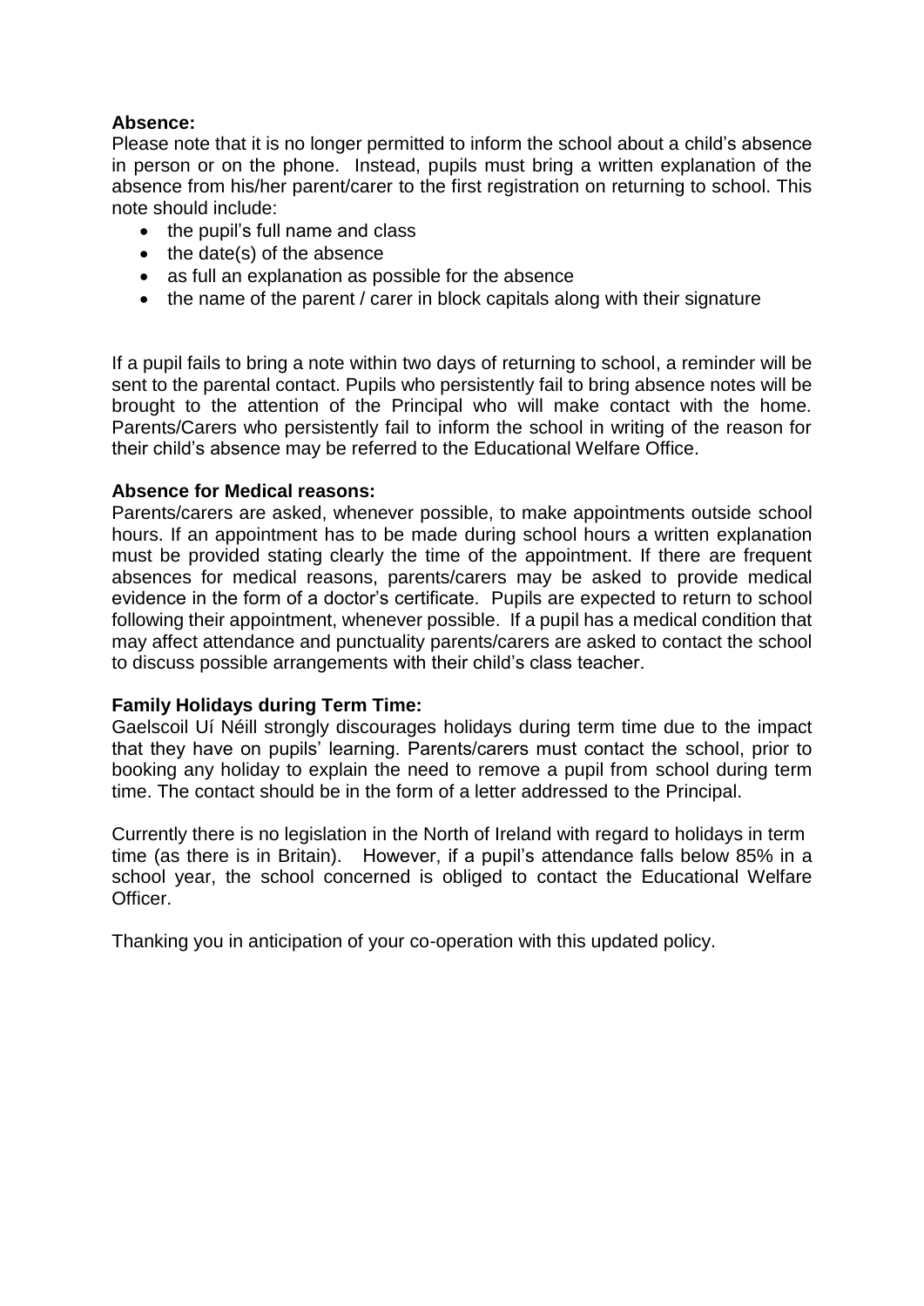**Absence:**

Please note that it is no longer permitted to inform the school about a child's absence in person or on the phone. Instead, pupils must bring a written explanation of the absence from his/her parent/carer to the first registration on returning to school. This note should include:

- the pupil's full name and class
- the date(s) of the absence
- as full an explanation as possible for the absence
- the name of the parent / carer in block capitals along with their signature

If a pupil fails to bring a note within two days of returning to school, a reminder will be sent to the parental contact. Pupils who persistently fail to bring absence notes will be brought to the attention of the Principal who will make contact with the home. Parents/Carers who persistently fail to inform the school in writing of the reason for their child's absence may be referred to the Educational Welfare Office.

**Absence for Medical reasons:**

Parents/carers are asked, whenever possible, to make appointments outside school hours. If an appointment has to be made during school hours a written explanation must be provided stating clearly the time of the appointment. If there are frequent absences for medical reasons, parents/carers may be asked to provide medical evidence in the form of a doctor's certificate. Pupils are expected to return to school following their appointment, whenever possible. If a pupil has a medical condition that may affect attendance and punctuality parents/carers are asked to contact the school to discuss possible arrangements with their child's class teacher.

**Family Holidays during Term Time:**

Gaelscoil Uí Néill strongly discourages holidays during term time due to the impact that they have on pupils' learning. Parents/carers must contact the school, prior to booking any holiday to explain the need to remove a pupil from school during term time. The contact should be in the form of a letter addressed to the Principal.

Currently there is no legislation in the North of Ireland with regard to holidays in term time (as there is in Britain). However, if a pupil's attendance falls below 85% in a school year, the school concerned is obliged to contact the Educational Welfare Officer.

Thanking you in anticipation of your co-operation with this updated policy.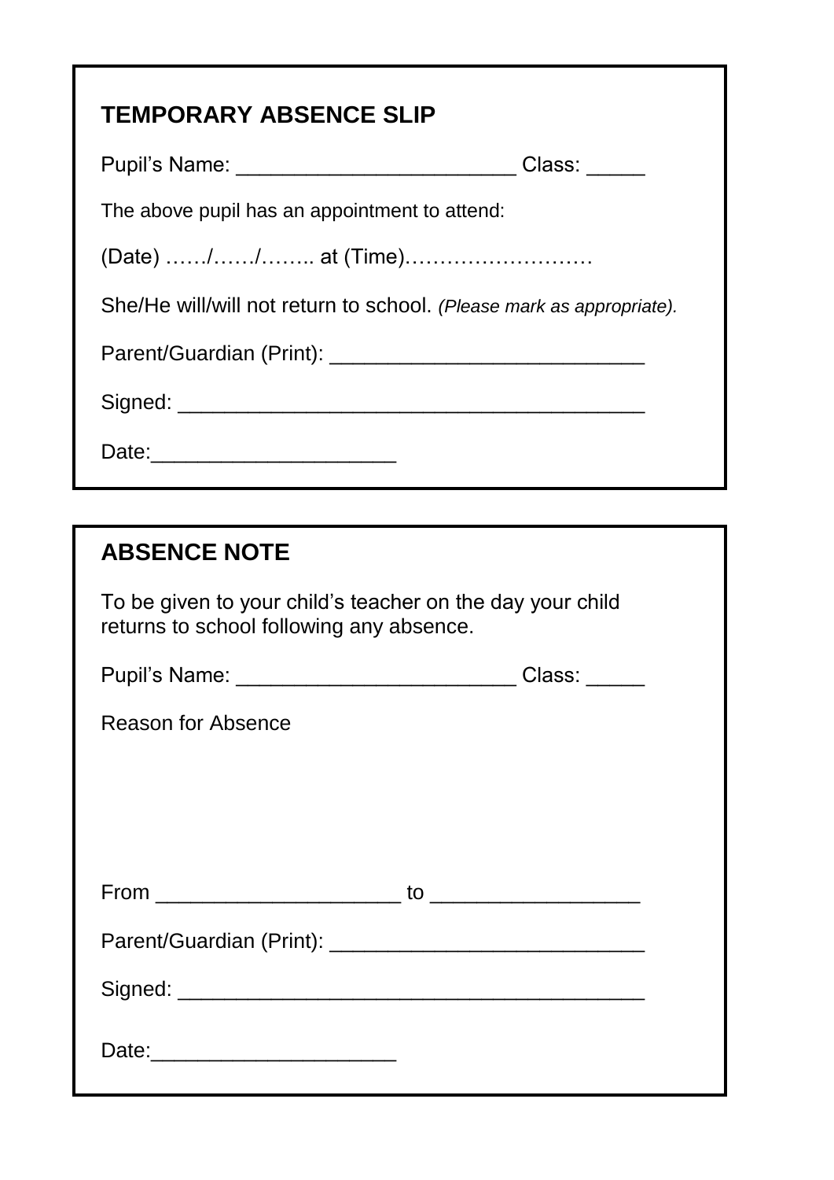## TEMPORARY ABSENCE SLIP

Pupil's Name: _______________________ Class: _____

The above pupil has an appointment to attend:

(Date) ……/……/…….. at (Time)………………………

She/He will/will not return to school. *(Please mark as appropriate).*

Parent/Guardian (Print): __________________________

Signed: _______________________________________

Date:____________________

## ABSENCE NOTE

To be given to your child's teacher on the day your child returns to school following any absence.

Pupil's Name: _______________________ Class: _____

Reason for Absence

From ____________________ to _________________

Parent/Guardian (Print): __________________________

Signed: _______________________________________

Date:____________________